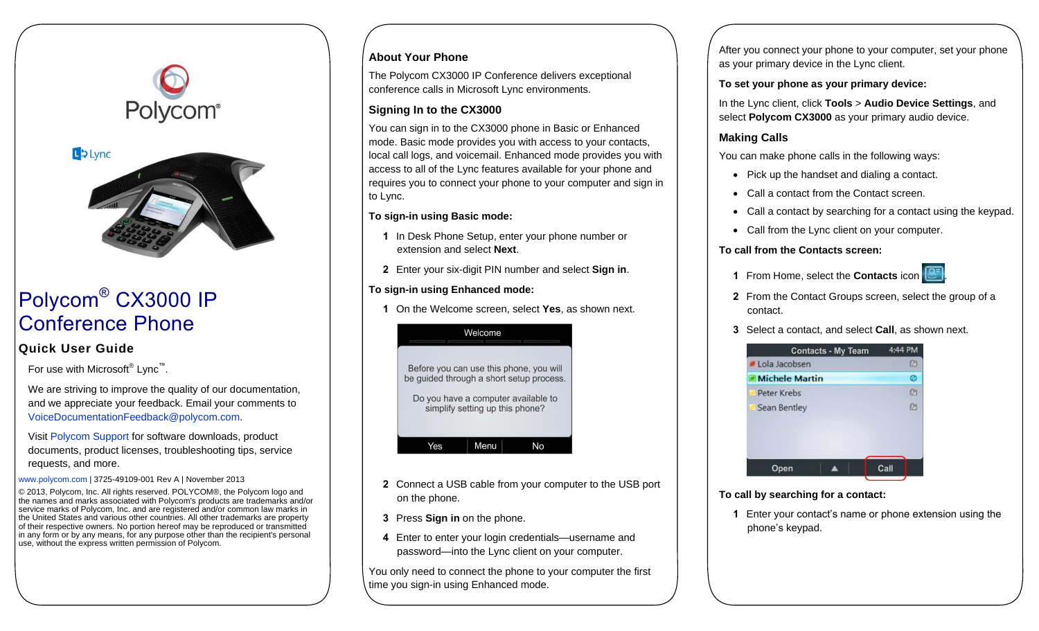# Polycom® CX3000 IP Conference Phone

## Quick User Guide

For use with Microsoft® Lync™.

We are striving to improve the quality of our documentation, and we appreciate your feedback. Email your comments to VoiceDocumentationFeedback@polycom.com.

Visit Polycom Support for software downloads, product documents, product licenses, troubleshooting tips, service requests, and more.

www.polycom.com | 3725-49109-001 Rev A | November 2013

© 2013, Polycom, Inc. All rights reserved. POLYCOM®, the Polycom logo and the names and marks associated with Polycom's products are trademarks and/or service marks of Polycom, Inc. and are registered and/or common law marks in the United States and various other countries. All other trademarks are property of their respective owners. No portion hereof may be reproduced or transmitted in any form or by any means, for any purpose other than the recipient's personal use, without the express written permission of Polycom.

## About Your Phone

The Polycom CX3000 IP Conference delivers exceptional conference calls in Microsoft Lync environments.

## Signing In to the CX3000

You can sign in to the CX3000 phone in Basic or Enhanced mode. Basic mode provides you with access to your contacts, local call logs, and voicemail. Enhanced mode provides you with access to all of the Lync features available for your phone and requires you to connect your phone to your computer and sign in to Lync.

**To sign-in using Basic mode:**

1. In Desk Phone Setup, enter your phone number or extension and select **Next**.
2. Enter your six-digit PIN number and select **Sign in**.

**To sign-in using Enhanced mode:**

1. On the Welcome screen, select **Yes**, as shown next.

Welcome

Before you can use this phone, you will be guided through a short setup process.

Do you have a computer available to simplify setting up this phone?

Yes | Menu | No

2. Connect a USB cable from your computer to the USB port on the phone.
3. Press **Sign in** on the phone.
4. Enter to enter your login credentials—username and password—into the Lync client on your computer.

You only need to connect the phone to your computer the first time you sign-in using Enhanced mode.

After you connect your phone to your computer, set your phone as your primary device in the Lync client.

**To set your phone as your primary device:**

In the Lync client, click **Tools** > **Audio Device Settings**, and select **Polycom CX3000** as your primary audio device.

## Making Calls

You can make phone calls in the following ways:

- Pick up the handset and dialing a contact.
- Call a contact from the Contact screen.
- Call a contact by searching for a contact using the keypad.
- Call from the Lync client on your computer.

**To call from the Contacts screen:**

1. From Home, select the **Contacts** icon.
2. From the Contact Groups screen, select the group of a contact.
3. Select a contact, and select **Call**, as shown next.

Contacts - My Team 4:44 PM

Lola Jacobsen
Michele Martin
Peter Krebs
Sean Bentley

Open | ▲ | Call

**To call by searching for a contact:**

1. Enter your contact's name or phone extension using the phone's keypad.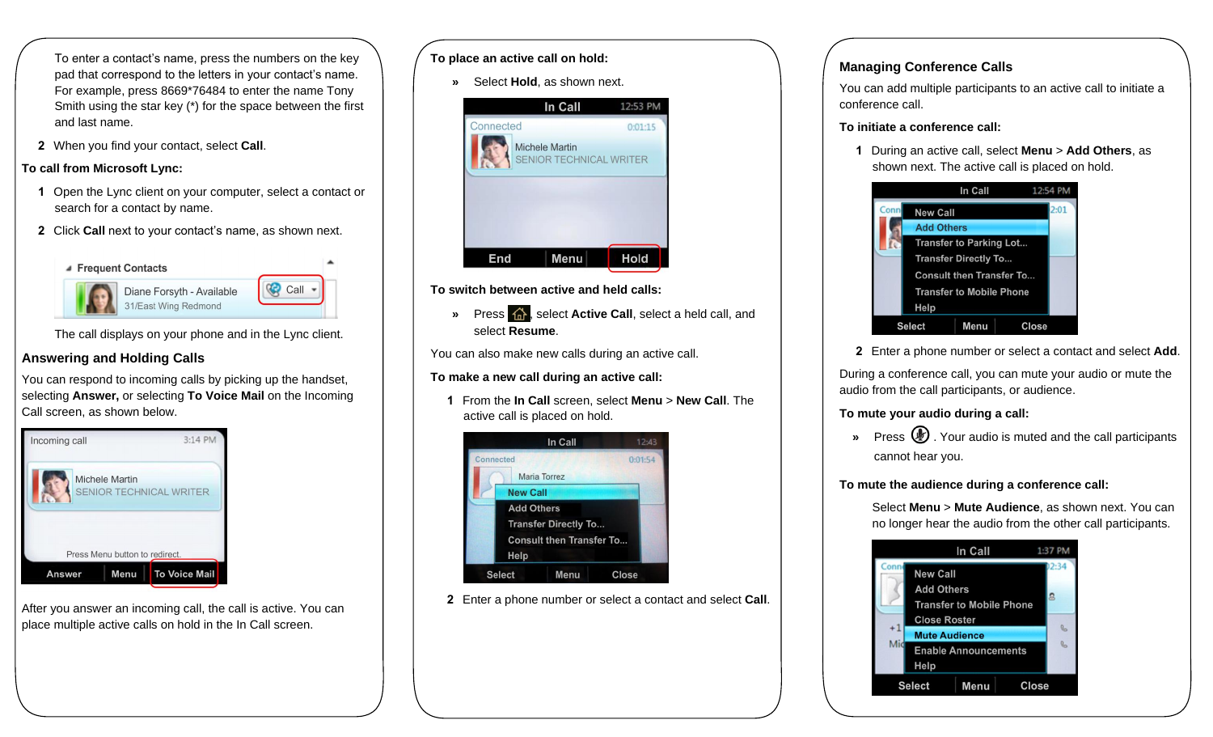To enter a contact's name, press the numbers on the key pad that correspond to the letters in your contact's name. For example, press 8669*76484 to enter the name Tony Smith using the star key (*) for the space between the first and last name.

2 When you find your contact, select **Call**.

**To call from Microsoft Lync:**

1 Open the Lync client on your computer, select a contact or search for a contact by name.

2 Click **Call** next to your contact's name, as shown next.

The call displays on your phone and in the Lync client.

## Answering and Holding Calls

You can respond to incoming calls by picking up the handset, selecting **Answer,** or selecting **To Voice Mail** on the Incoming Call screen, as shown below.

After you answer an incoming call, the call is active. You can place multiple active calls on hold in the In Call screen.

**To place an active call on hold:**

» Select **Hold**, as shown next.

**To switch between active and held calls:**

» Press the Home key, select **Active Call**, select a held call, and select **Resume**.

You can also make new calls during an active call.

**To make a new call during an active call:**

1 From the **In Call** screen, select **Menu** > **New Call**. The active call is placed on hold.

2 Enter a phone number or select a contact and select **Call**.

## Managing Conference Calls

You can add multiple participants to an active call to initiate a conference call.

**To initiate a conference call:**

1 During an active call, select **Menu** > **Add Others**, as shown next. The active call is placed on hold.

2 Enter a phone number or select a contact and select **Add**.

During a conference call, you can mute your audio or mute the audio from the call participants, or audience.

**To mute your audio during a call:**

» Press the Mute key. Your audio is muted and the call participants cannot hear you.

**To mute the audience during a conference call:**

Select **Menu** > **Mute Audience**, as shown next. You can no longer hear the audio from the other call participants.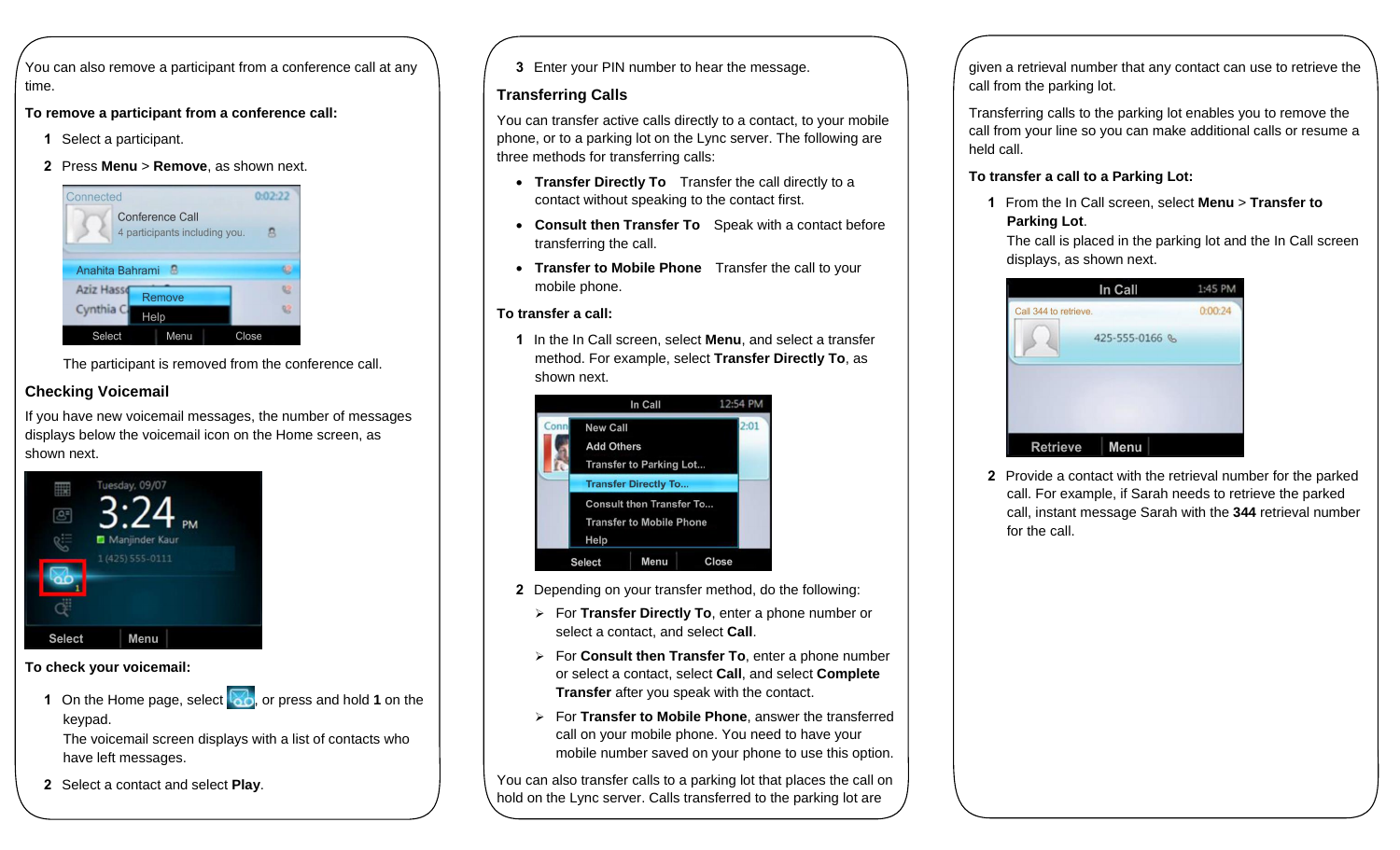You can also remove a participant from a conference call at any time.

**To remove a participant from a conference call:**

1. Select a participant.
2. Press **Menu** > **Remove**, as shown next.

The participant is removed from the conference call.

### Checking Voicemail

If you have new voicemail messages, the number of messages displays below the voicemail icon on the Home screen, as shown next.

**To check your voicemail:**

1. On the Home page, select , or press and hold **1** on the keypad.
   The voicemail screen displays with a list of contacts who have left messages.
2. Select a contact and select **Play**.
3. Enter your PIN number to hear the message.

### Transferring Calls

You can transfer active calls directly to a contact, to your mobile phone, or to a parking lot on the Lync server. The following are three methods for transferring calls:

- **Transfer Directly To** Transfer the call directly to a contact without speaking to the contact first.
- **Consult then Transfer To** Speak with a contact before transferring the call.
- **Transfer to Mobile Phone** Transfer the call to your mobile phone.

**To transfer a call:**

1. In the In Call screen, select **Menu**, and select a transfer method. For example, select **Transfer Directly To**, as shown next.
2. Depending on your transfer method, do the following:
   - For **Transfer Directly To**, enter a phone number or select a contact, and select **Call**.
   - For **Consult then Transfer To**, enter a phone number or select a contact, select **Call**, and select **Complete Transfer** after you speak with the contact.
   - For **Transfer to Mobile Phone**, answer the transferred call on your mobile phone. You need to have your mobile number saved on your phone to use this option.

You can also transfer calls to a parking lot that places the call on hold on the Lync server. Calls transferred to the parking lot are given a retrieval number that any contact can use to retrieve the call from the parking lot.

Transferring calls to the parking lot enables you to remove the call from your line so you can make additional calls or resume a held call.

**To transfer a call to a Parking Lot:**

1. From the In Call screen, select **Menu** > **Transfer to Parking Lot**.
   The call is placed in the parking lot and the In Call screen displays, as shown next.
2. Provide a contact with the retrieval number for the parked call. For example, if Sarah needs to retrieve the parked call, instant message Sarah with the **344** retrieval number for the call.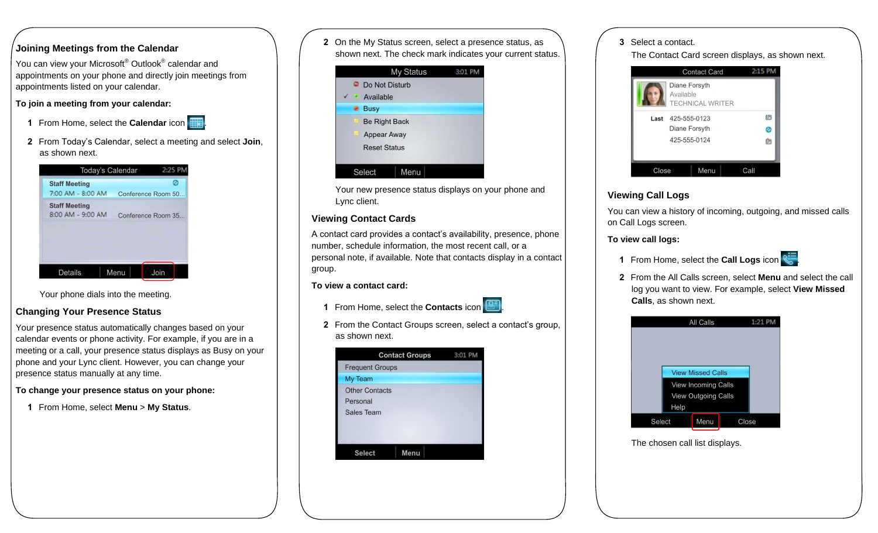## Joining Meetings from the Calendar

You can view your Microsoft® Outlook® calendar and appointments on your phone and directly join meetings from appointments listed on your calendar.

**To join a meeting from your calendar:**

1. From Home, select the **Calendar** icon.
2. From Today's Calendar, select a meeting and select **Join**, as shown next.

Your phone dials into the meeting.

## Changing Your Presence Status

Your presence status automatically changes based on your calendar events or phone activity. For example, if you are in a meeting or a call, your presence status displays as Busy on your phone and your Lync client. However, you can change your presence status manually at any time.

**To change your presence status on your phone:**

1. From Home, select **Menu** > **My Status**.
2. On the My Status screen, select a presence status, as shown next. The check mark indicates your current status.

Your new presence status displays on your phone and Lync client.

## Viewing Contact Cards

A contact card provides a contact's availability, presence, phone number, schedule information, the most recent call, or a personal note, if available. Note that contacts display in a contact group.

**To view a contact card:**

1. From Home, select the **Contacts** icon.
2. From the Contact Groups screen, select a contact's group, as shown next.
3. Select a contact.

The Contact Card screen displays, as shown next.

## Viewing Call Logs

You can view a history of incoming, outgoing, and missed calls on Call Logs screen.

**To view call logs:**

1. From Home, select the **Call Logs** icon.
2. From the All Calls screen, select **Menu** and select the call log you want to view. For example, select **View Missed Calls**, as shown next.

The chosen call list displays.